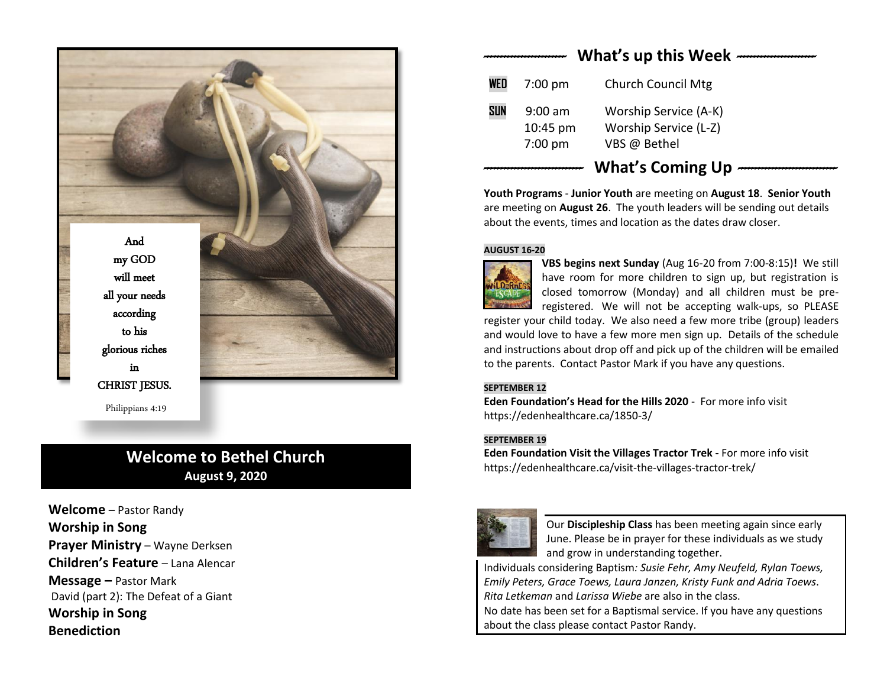And my GOD will meet all your needs according to his glorious riches in CHRIST JESUS.

Philippians 4:19

# Welcome to Bethel Church

**August 9, 2020**

**Welcome** – Pastor Randy
**Worship in Song**
**Prayer Ministry** – Wayne Derksen
**Children's Feature** – Lana Alencar
**Message –** Pastor Mark
David (part 2): The Defeat of a Giant
**Worship in Song**
**Benediction**

## What's up this Week

| | | |
|---|---|---|
| WED | 7:00 pm | Church Council Mtg |
| SUN | 9:00 am | Worship Service (A-K) |
| | 10:45 pm | Worship Service (L-Z) |
| | 7:00 pm | VBS @ Bethel |

## What's Coming Up

**Youth Programs** - **Junior Youth** are meeting on **August 18**. **Senior Youth** are meeting on **August 26**. The youth leaders will be sending out details about the events, times and location as the dates draw closer.

**AUGUST 16-20**

**VBS begins next Sunday** (Aug 16-20 from 7:00-8:15)**!** We still have room for more children to sign up, but registration is closed tomorrow (Monday) and all children must be pre-registered. We will not be accepting walk-ups, so PLEASE register your child today. We also need a few more tribe (group) leaders and would love to have a few more men sign up. Details of the schedule and instructions about drop off and pick up of the children will be emailed to the parents. Contact Pastor Mark if you have any questions.

**SEPTEMBER 12**

**Eden Foundation's Head for the Hills 2020** - For more info visit https://edenhealthcare.ca/1850-3/

**SEPTEMBER 19**

**Eden Foundation Visit the Villages Tractor Trek -** For more info visit https://edenhealthcare.ca/visit-the-villages-tractor-trek/

Our **Discipleship Class** has been meeting again since early June. Please be in prayer for these individuals as we study and grow in understanding together.

Individuals considering Baptism*: Susie Fehr, Amy Neufeld, Rylan Toews, Emily Peters, Grace Toews, Laura Janzen, Kristy Funk and Adria Toews*. *Rita Letkeman* and *Larissa Wiebe* are also in the class.

No date has been set for a Baptismal service. If you have any questions about the class please contact Pastor Randy.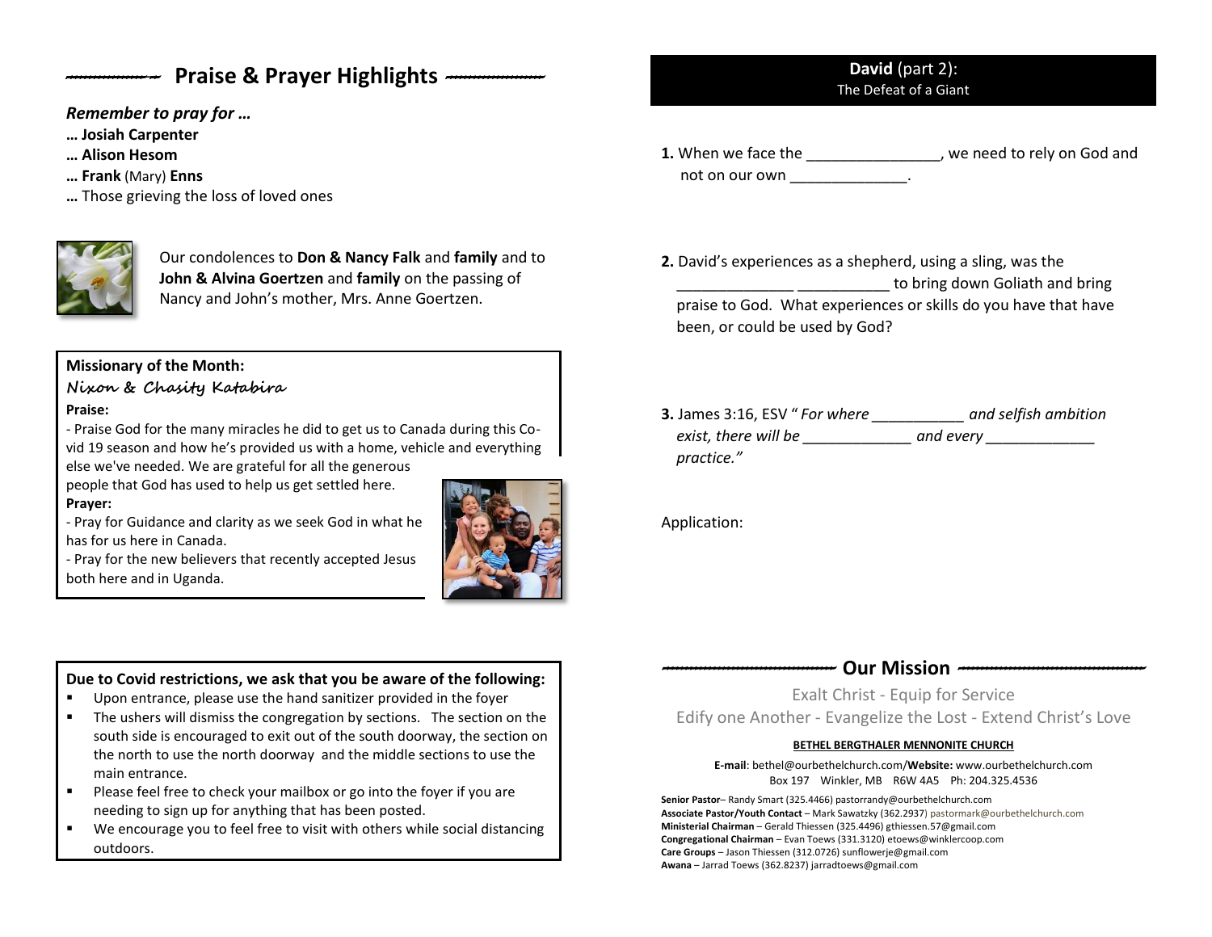## Praise & Prayer Highlights

***Remember to pray for …***

**… Josiah Carpenter**
**… Alison Hesom**
**… Frank** (Mary) **Enns**
**…** Those grieving the loss of loved ones

Our condolences to **Don & Nancy Falk** and **family** and to **John & Alvina Goertzen** and **family** on the passing of Nancy and John's mother, Mrs. Anne Goertzen.

**Missionary of the Month:**
**Nixon & Chasity Katabira**

**Praise:**
- Praise God for the many miracles he did to get us to Canada during this Covid 19 season and how he's provided us with a home, vehicle and everything else we've needed. We are grateful for all the generous people that God has used to help us get settled here.

**Prayer:**
- Pray for Guidance and clarity as we seek God in what he has for us here in Canada.
- Pray for the new believers that recently accepted Jesus both here and in Uganda.

**Due to Covid restrictions, we ask that you be aware of the following:**

- Upon entrance, please use the hand sanitizer provided in the foyer
- The ushers will dismiss the congregation by sections. The section on the south side is encouraged to exit out of the south doorway, the section on the north to use the north doorway and the middle sections to use the main entrance.
- Please feel free to check your mailbox or go into the foyer if you are needing to sign up for anything that has been posted.
- We encourage you to feel free to visit with others while social distancing outdoors.

## **David** (part 2):
### The Defeat of a Giant

**1.** When we face the ________________, we need to rely on God and not on our own ______________.

**2.** David's experiences as a shepherd, using a sling, was the ______________ ___________ to bring down Goliath and bring praise to God. What experiences or skills do you have that have been, or could be used by God?

**3.** James 3:16, ESV "*For where* ___________ *and selfish ambition exist, there will be* _____________ *and every* _____________ *practice."*

Application:

## Our Mission

Exalt Christ - Equip for Service
Edify one Another - Evangelize the Lost - Extend Christ's Love

**BETHEL BERGTHALER MENNONITE CHURCH**

**E-mail**: bethel@ourbethelchurch.com/**Website:** www.ourbethelchurch.com
Box 197 Winkler, MB R6W 4A5 Ph: 204.325.4536

**Senior Pastor**– Randy Smart (325.4466) pastorrandy@ourbethelchurch.com
**Associate Pastor/Youth Contact** – Mark Sawatzky (362.2937) pastormark@ourbethelchurch.com
**Ministerial Chairman** – Gerald Thiessen (325.4496) gthiessen.57@gmail.com
**Congregational Chairman** – Evan Toews (331.3120) etoews@winklercoop.com
**Care Groups** – Jason Thiessen (312.0726) sunflowerje@gmail.com
**Awana** – Jarrad Toews (362.8237) jarradtoews@gmail.com